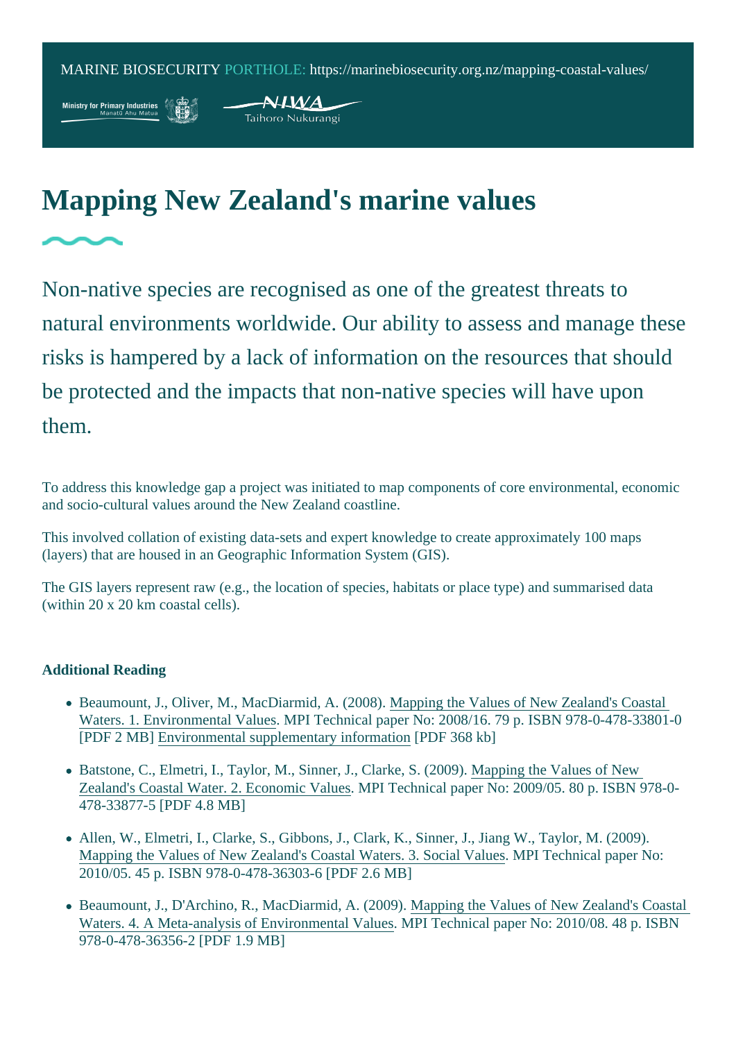MARINE BIOSECURITY PORTHOLE: https://marinebiosecurity.org.nz/mapping-coastal-values/

# Mapping New Zealand's marine values

Non-native species are recognised as one of the greatest threats to natural environments worldwide. Our ability to assess and manage these risks is hampered by a lack of information on the resources that should be protected and the impacts that non-native species will have upon them.

To address this knowledge gap a project was initiated to map components of core environmental, economic and socio-cultural values around the New Zealand coastline.

This involved collation of existing data-sets and expert knowledge to create approximately 100 maps (layers) that are housed in an Geographic Information System (GIS).

The GIS layers represent raw (e.g., the location of species, habitats or place type) and summarised data (within 20 x 20 km coastal cells).

**Additional Reading**

- Beaumount, J., Oliver, M., MacDiarmid, A. (2008). Mapping the Values of New Zealand's Coastal Waters. 1. Environmental Values. MPI Technical paper No: 2008/16. 79 p. ISBN 978-0-478-33801-0 [PDF 2 MB] Environmental supplementary information [PDF 368 kb]
- Batstone, C., Elmetri, I., Taylor, M., Sinner, J., Clarke, S. (2009). Mapping the Values of New Zealand's Coastal Water. 2. Economic Values. MPI Technical paper No: 2009/05. 80 p. ISBN 978-0-478-33877-5 [PDF 4.8 MB]
- Allen, W., Elmetri, I., Clarke, S., Gibbons, J., Clark, K., Sinner, J., Jiang W., Taylor, M. (2009). Mapping the Values of New Zealand's Coastal Waters. 3. Social Values. MPI Technical paper No: 2010/05. 45 p. ISBN 978-0-478-36303-6 [PDF 2.6 MB]
- Beaumount, J., D'Archino, R., MacDiarmid, A. (2009). Mapping the Values of New Zealand's Coastal Waters. 4. A Meta-analysis of Environmental Values. MPI Technical paper No: 2010/08. 48 p. ISBN 978-0-478-36356-2 [PDF 1.9 MB]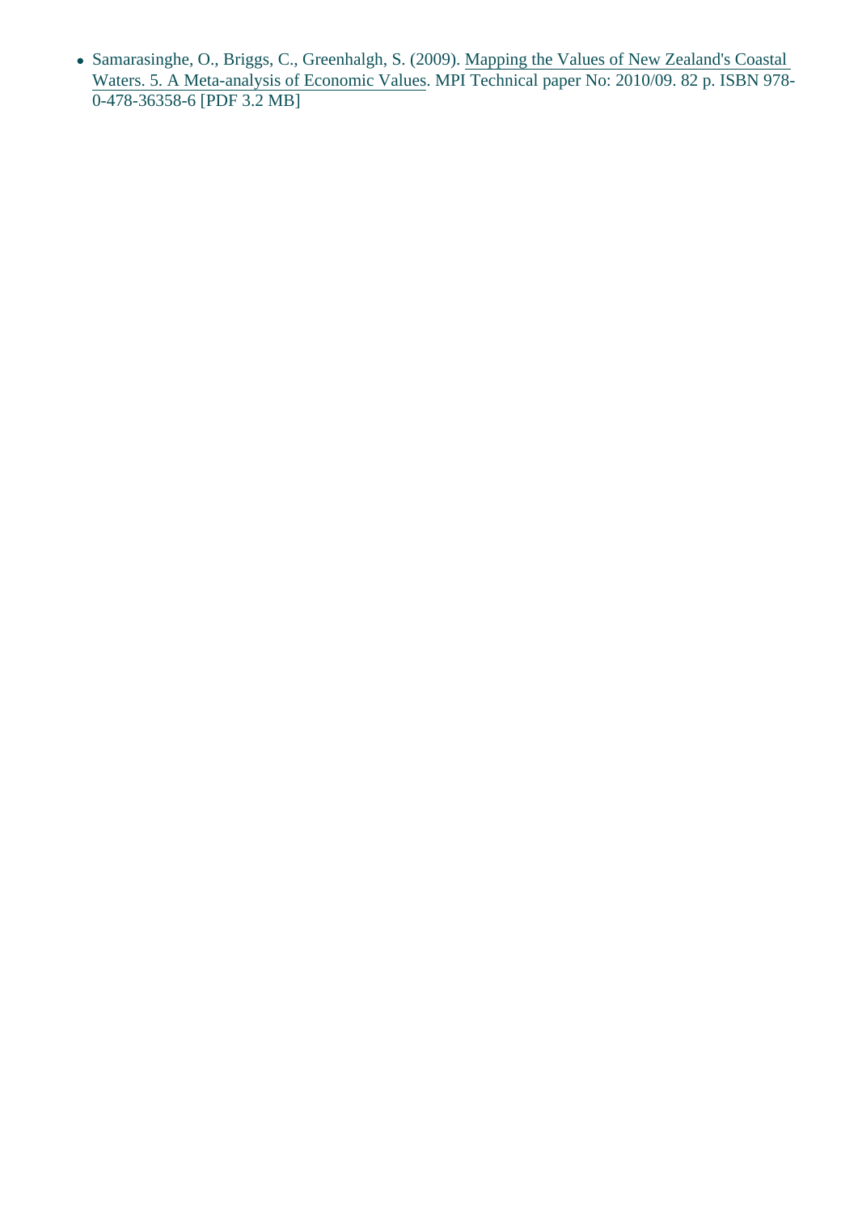- Samarasinghe, O., Briggs, C., Greenhalgh, S. (2009). Mapping the Values of New Zealand's Coastal Waters. 5. A Meta-analysis of Economic Values. MPI Technical paper No: 2010/09. 82 p. ISBN 978-0-478-36358-6 [PDF 3.2 MB]